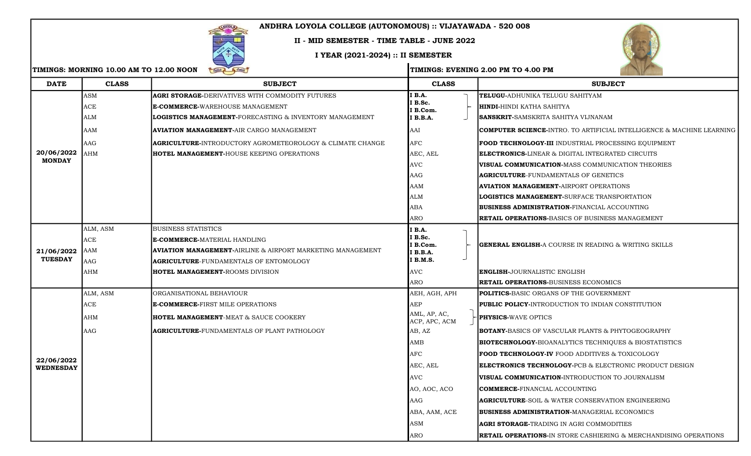# ANDHRA LOYOLA COLLEGE (AUTONOMOUS) :: VIJAYAWADA - 520 008

## II - MID SEMESTER - TIME TABLE - JUNE 2022

### I YEAR (2021-2024) :: II SEMESTER

| | TIMINGS: MORNING 10.00 AM TO 12.00 NOON | | TIMINGS: EVENING 2.00 PM TO 4.00 PM | |
|---|---|---|---|---|
| **DATE** | **CLASS** | **SUBJECT** | **CLASS** | **SUBJECT** |
| **20/06/2022 MONDAY** | ASM | **AGRI STORAGE-**DERIVATIVES WITH COMMODITY FUTURES | **I B.A.** | **TELUGU-**ADHUNIKA TELUGU SAHITYAM |
| | ACE | **E-COMMERCE-**WAREHOUSE MANAGEMENT | **I B.Sc. I B.Com.** | **HINDI-**HINDI KATHA SAHITYA |
| | ALM | **LOGISTICS MANAGEMENT-**FORECASTING & INVENTORY MANAGEMENT | **I B.B.A.** | **SANSKRIT-**SAMSKRITA SAHITYA VIJNANAM |
| | AAM | **AVIATION MANAGEMENT-**AIR CARGO MANAGEMENT | AAI | **COMPUTER SCIENCE-**INTRO. TO ARTIFICIAL INTELLIGENCE & MACHINE LEARNING |
| | AAG | **AGRICULTURE-**INTRODUCTORY AGROMETEOROLOGY & CLIMATE CHANGE | AFC | **FOOD TECHNOLOGY-III** INDUSTRIAL PROCESSING EQUIPMENT |
| | AHM | **HOTEL MANAGEMENT-**HOUSE KEEPING OPERATIONS | AEC, AEL | **ELECTRONICS-**LINEAR & DIGITAL INTEGRATED CIRCUITS |
| | | | AVC | **VISUAL COMMUNICATION-**MASS COMMUNICATION THEORIES |
| | | | AAG | **AGRICULTURE**-FUNDAMENTALS OF GENETICS |
| | | | AAM | **AVIATION MANAGEMENT-**AIRPORT OPERATIONS |
| | | | ALM | **LOGISTICS MANAGEMENT-**SURFACE TRANSPORTATION |
| | | | ABA | **BUSINESS ADMINISTRATION-**FINANCIAL ACCOUNTING |
| | | | ARO | **RETAIL OPERATIONS-**BASICS OF BUSINESS MANAGEMENT |
| **21/06/2022 TUESDAY** | ALM, ASM | BUSINESS STATISTICS | **I B.A. I B.Sc. I B.Com. I B.B.A. I B.M.S.** | **GENERAL ENGLISH-**A COURSE IN READING & WRITING SKILLS |
| | ACE | **E-COMMERCE-**MATERIAL HANDLING | | |
| | AAM | **AVIATION MANAGEMENT-**AIRLINE & AIRPORT MARKETING MANAGEMENT | | |
| | AAG | **AGRICULTURE**-FUNDAMENTALS OF ENTOMOLOGY | | |
| | AHM | **HOTEL MANAGEMENT-**ROOMS DIVISION | AVC | **ENGLISH**-JOURNALISTIC ENGLISH |
| | | | ARO | **RETAIL OPERATIONS-**BUSINESS ECONOMICS |
| **22/06/2022 WEDNESDAY** | ALM, ASM | ORGANISATIONAL BEHAVIOUR | AEH, AGH, APH | **POLITICS-**BASIC ORGANS OF THE GOVERNMENT |
| | ACE | **E-COMMERCE-**FIRST MILE OPERATIONS | AEP | **PUBLIC POLICY-**INTRODUCTION TO INDIAN CONSTITUTION |
| | AHM | **HOTEL MANAGEMENT**-MEAT & SAUCE COOKERY | AML, AP, AC, ACP, APC, ACM | **PHYSICS-**WAVE OPTICS |
| | AAG | **AGRICULTURE-**FUNDAMENTALS OF PLANT PATHOLOGY | AB, AZ | **BOTANY-**BASICS OF VASCULAR PLANTS & PHYTOGEOGRAPHY |
| | | | AMB | **BIOTECHNOLOGY-**BIOANALYTICS TECHNIQUES & BIOSTATISTICS |
| | | | AFC | **FOOD TECHNOLOGY-IV** FOOD ADDITIVES & TOXICOLOGY |
| | | | AEC, AEL | **ELECTRONICS TECHNOLOGY-**PCB & ELECTRONIC PRODUCT DESIGN |
| | | | AVC | **VISUAL COMMUNICATION-**INTRODUCTION TO JOURNALISM |
| | | | AO, AOC, ACO | **COMMERCE-**FINANCIAL ACCOUNTING |
| | | | AAG | **AGRICULTURE**-SOIL & WATER CONSERVATION ENGINEERING |
| | | | ABA, AAM, ACE | **BUSINESS ADMINISTRATION-**MANAGERIAL ECONOMICS |
| | | | ASM | **AGRI STORAGE-**TRADING IN AGRI COMMODITIES |
| | | | ARO | **RETAIL OPERATIONS-**IN STORE CASHIERING & MERCHANDISING OPERATIONS |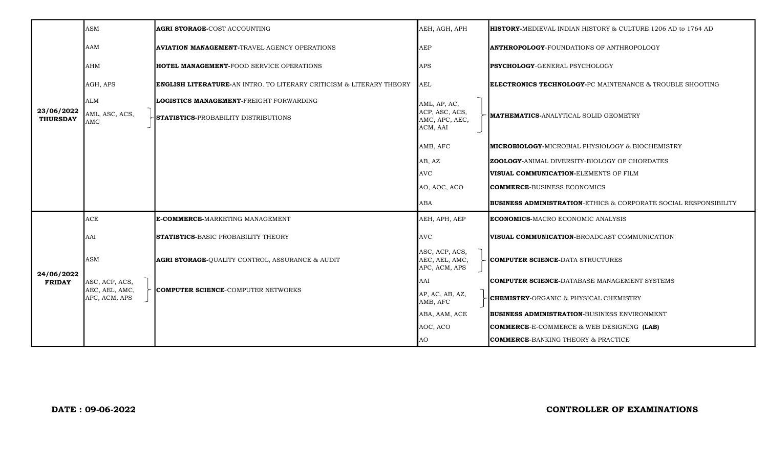| | | | | |
|---|---|---|---|---|
| **23/06/2022 THURSDAY** | ASM | **AGRI STORAGE-**COST ACCOUNTING | AEH, AGH, APH | **HISTORY-**MEDIEVAL INDIAN HISTORY & CULTURE 1206 AD to 1764 AD |
| | AAM | **AVIATION MANAGEMENT-**TRAVEL AGENCY OPERATIONS | AEP | **ANTHROPOLOGY**-FOUNDATIONS OF ANTHROPOLOGY |
| | AHM | **HOTEL MANAGEMENT-**FOOD SERVICE OPERATIONS | APS | **PSYCHOLOGY**-GENERAL PSYCHOLOGY |
| | AGH, APS | **ENGLISH LITERATURE-**AN INTRO. TO LITERARY CRITICISM & LITERARY THEORY | AEL | **ELECTRONICS TECHNOLOGY-**PC MAINTENANCE & TROUBLE SHOOTING |
| | ALM | **LOGISTICS MANAGEMENT-**FREIGHT FORWARDING | AML, AP, AC, ACP, ASC, ACS, AMC, APC, AEC, ACM, AAI | **MATHEMATICS-**ANALYTICAL SOLID GEOMETRY |
| | AML, ASC, ACS, AMC | **STATISTICS-**PROBABILITY DISTRIBUTIONS | | |
| | | | AMB, AFC | **MICROBIOLOGY-**MICROBIAL PHYSIOLOGY & BIOCHEMISTRY |
| | | | AB, AZ | **ZOOLOGY-**ANIMAL DIVERSITY-BIOLOGY OF CHORDATES |
| | | | AVC | **VISUAL COMMUNICATION-**ELEMENTS OF FILM |
| | | | AO, AOC, ACO | **COMMERCE-**BUSINESS ECONOMICS |
| | | | ABA | **BUSINESS ADMINISTRATION**-ETHICS & CORPORATE SOCIAL RESPONSIBILITY |
| **24/06/2022 FRIDAY** | ACE | **E-COMMERCE-**MARKETING MANAGEMENT | AEH, APH, AEP | **ECONOMICS-**MACRO ECONOMIC ANALYSIS |
| | AAI | **STATISTICS-**BASIC PROBABILITY THEORY | AVC | **VISUAL COMMUNICATION-**BROADCAST COMMUNICATION |
| | ASM | **AGRI STORAGE-**QUALITY CONTROL, ASSURANCE & AUDIT | ASC, ACP, ACS, AEC, AEL, AMC, APC, ACM, APS | **COMPUTER SCIENCE-**DATA STRUCTURES |
| | ASC, ACP, ACS, AEC, AEL, AMC, APC, ACM, APS | **COMPUTER SCIENCE**-COMPUTER NETWORKS | AAI | **COMPUTER SCIENCE-**DATABASE MANAGEMENT SYSTEMS |
| | | | AP, AC, AB, AZ, AMB, AFC | **CHEMISTRY-**ORGANIC & PHYSICAL CHEMISTRY |
| | | | ABA, AAM, ACE | **BUSINESS ADMINISTRATION-**BUSINESS ENVIRONMENT |
| | | | AOC, ACO | **COMMERCE**-E-COMMERCE & WEB DESIGNING **(LAB)** |
| | | | AO | **COMMERCE**-BANKING THEORY & PRACTICE |

**DATE : 09-06-2022**

**CONTROLLER OF EXAMINATIONS**